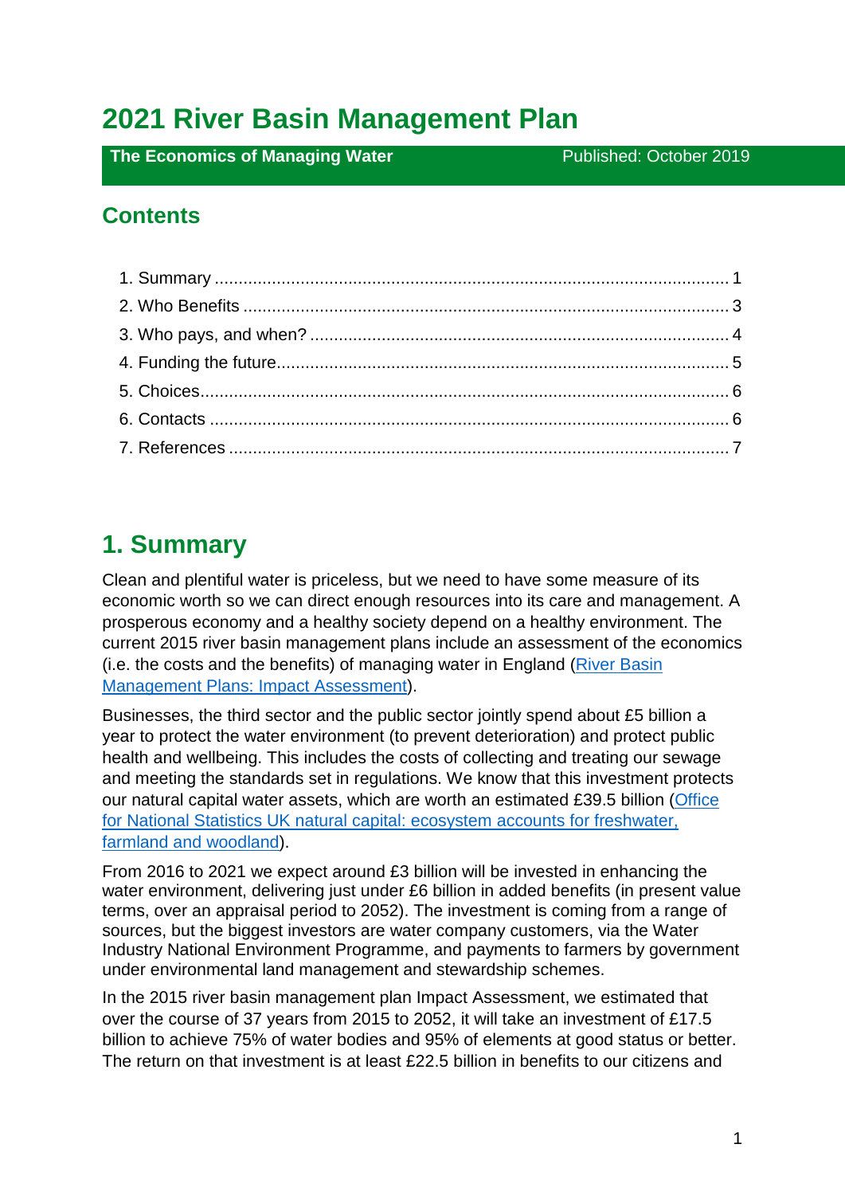# 2021 River Basin Management Plan

**The Economics of Managing Water** Published: October 2019

## Contents

1. Summary ........................................................................................................ 1
2. Who Benefits ................................................................................................... 3
3. Who pays, and when? ..................................................................................... 4
4. Funding the future............................................................................................ 5
5. Choices............................................................................................................ 6
6. Contacts .......................................................................................................... 6
7. References ...................................................................................................... 7

## 1. Summary

Clean and plentiful water is priceless, but we need to have some measure of its economic worth so we can direct enough resources into its care and management. A prosperous economy and a healthy society depend on a healthy environment. The current 2015 river basin management plans include an assessment of the economics (i.e. the costs and the benefits) of managing water in England (River Basin Management Plans: Impact Assessment).

Businesses, the third sector and the public sector jointly spend about £5 billion a year to protect the water environment (to prevent deterioration) and protect public health and wellbeing. This includes the costs of collecting and treating our sewage and meeting the standards set in regulations. We know that this investment protects our natural capital water assets, which are worth an estimated £39.5 billion (Office for National Statistics UK natural capital: ecosystem accounts for freshwater, farmland and woodland).

From 2016 to 2021 we expect around £3 billion will be invested in enhancing the water environment, delivering just under £6 billion in added benefits (in present value terms, over an appraisal period to 2052). The investment is coming from a range of sources, but the biggest investors are water company customers, via the Water Industry National Environment Programme, and payments to farmers by government under environmental land management and stewardship schemes.

In the 2015 river basin management plan Impact Assessment, we estimated that over the course of 37 years from 2015 to 2052, it will take an investment of £17.5 billion to achieve 75% of water bodies and 95% of elements at good status or better. The return on that investment is at least £22.5 billion in benefits to our citizens and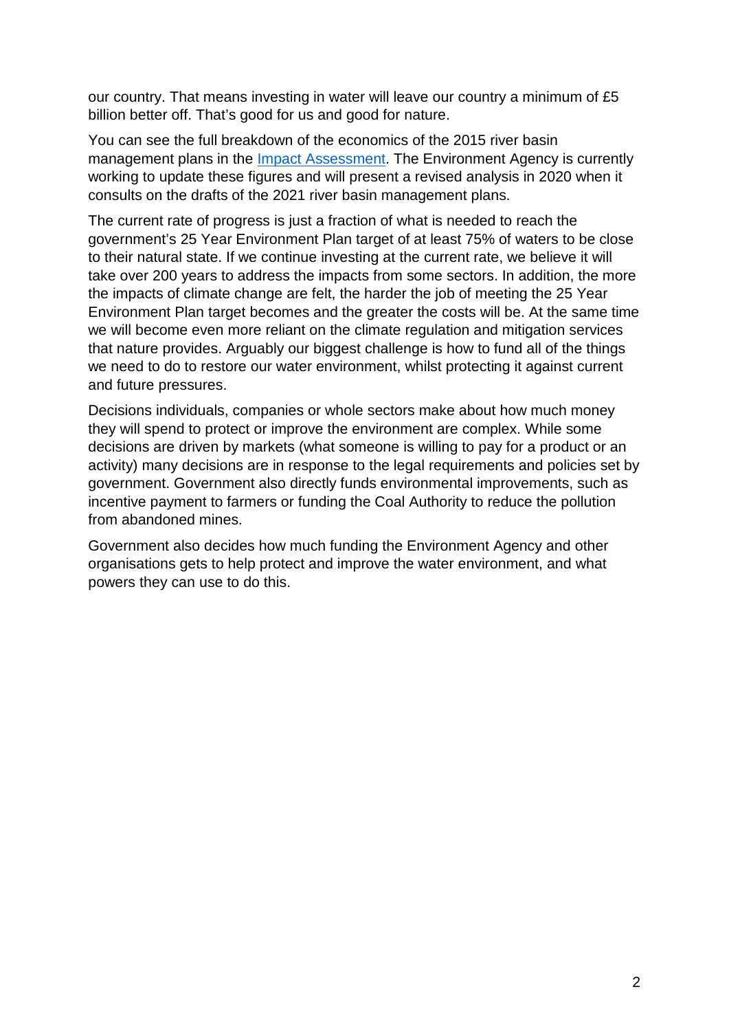our country. That means investing in water will leave our country a minimum of £5 billion better off. That's good for us and good for nature.

You can see the full breakdown of the economics of the 2015 river basin management plans in the [Impact Assessment](). The Environment Agency is currently working to update these figures and will present a revised analysis in 2020 when it consults on the drafts of the 2021 river basin management plans.

The current rate of progress is just a fraction of what is needed to reach the government's 25 Year Environment Plan target of at least 75% of waters to be close to their natural state. If we continue investing at the current rate, we believe it will take over 200 years to address the impacts from some sectors. In addition, the more the impacts of climate change are felt, the harder the job of meeting the 25 Year Environment Plan target becomes and the greater the costs will be. At the same time we will become even more reliant on the climate regulation and mitigation services that nature provides. Arguably our biggest challenge is how to fund all of the things we need to do to restore our water environment, whilst protecting it against current and future pressures.

Decisions individuals, companies or whole sectors make about how much money they will spend to protect or improve the environment are complex. While some decisions are driven by markets (what someone is willing to pay for a product or an activity) many decisions are in response to the legal requirements and policies set by government. Government also directly funds environmental improvements, such as incentive payment to farmers or funding the Coal Authority to reduce the pollution from abandoned mines.

Government also decides how much funding the Environment Agency and other organisations gets to help protect and improve the water environment, and what powers they can use to do this.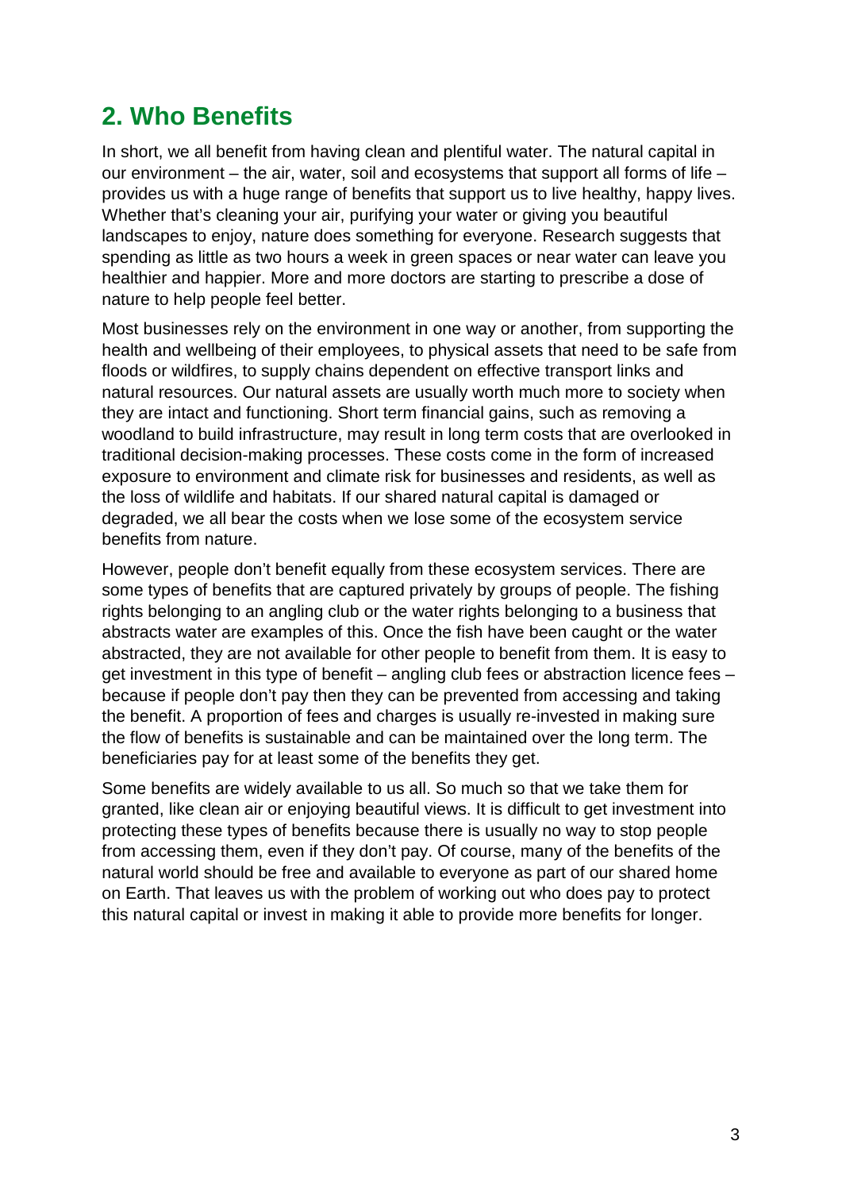## 2. Who Benefits

In short, we all benefit from having clean and plentiful water. The natural capital in our environment – the air, water, soil and ecosystems that support all forms of life – provides us with a huge range of benefits that support us to live healthy, happy lives. Whether that's cleaning your air, purifying your water or giving you beautiful landscapes to enjoy, nature does something for everyone. Research suggests that spending as little as two hours a week in green spaces or near water can leave you healthier and happier. More and more doctors are starting to prescribe a dose of nature to help people feel better.

Most businesses rely on the environment in one way or another, from supporting the health and wellbeing of their employees, to physical assets that need to be safe from floods or wildfires, to supply chains dependent on effective transport links and natural resources. Our natural assets are usually worth much more to society when they are intact and functioning. Short term financial gains, such as removing a woodland to build infrastructure, may result in long term costs that are overlooked in traditional decision-making processes. These costs come in the form of increased exposure to environment and climate risk for businesses and residents, as well as the loss of wildlife and habitats. If our shared natural capital is damaged or degraded, we all bear the costs when we lose some of the ecosystem service benefits from nature.

However, people don't benefit equally from these ecosystem services. There are some types of benefits that are captured privately by groups of people. The fishing rights belonging to an angling club or the water rights belonging to a business that abstracts water are examples of this. Once the fish have been caught or the water abstracted, they are not available for other people to benefit from them. It is easy to get investment in this type of benefit – angling club fees or abstraction licence fees – because if people don't pay then they can be prevented from accessing and taking the benefit. A proportion of fees and charges is usually re-invested in making sure the flow of benefits is sustainable and can be maintained over the long term. The beneficiaries pay for at least some of the benefits they get.

Some benefits are widely available to us all. So much so that we take them for granted, like clean air or enjoying beautiful views. It is difficult to get investment into protecting these types of benefits because there is usually no way to stop people from accessing them, even if they don't pay. Of course, many of the benefits of the natural world should be free and available to everyone as part of our shared home on Earth. That leaves us with the problem of working out who does pay to protect this natural capital or invest in making it able to provide more benefits for longer.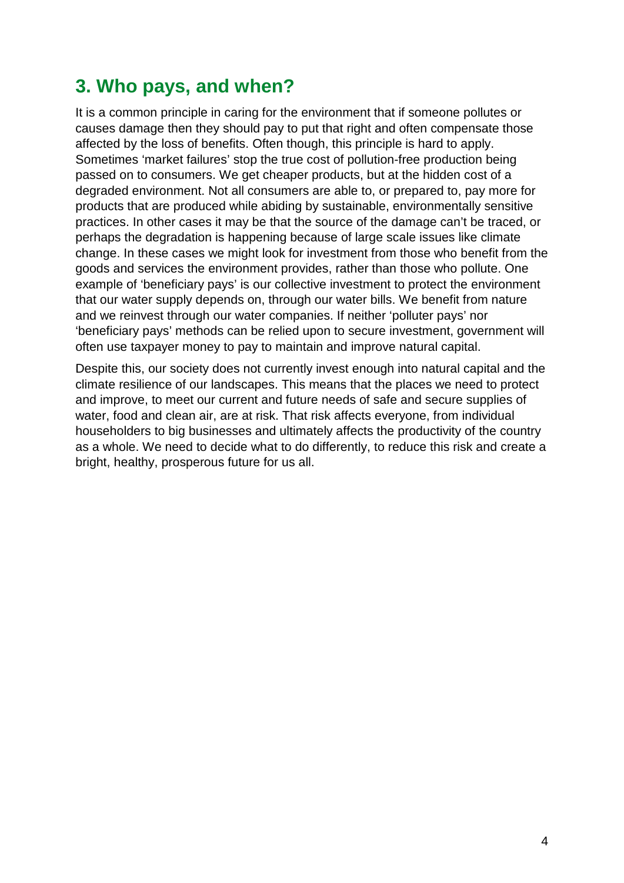## 3. Who pays, and when?

It is a common principle in caring for the environment that if someone pollutes or causes damage then they should pay to put that right and often compensate those affected by the loss of benefits. Often though, this principle is hard to apply. Sometimes 'market failures' stop the true cost of pollution-free production being passed on to consumers. We get cheaper products, but at the hidden cost of a degraded environment. Not all consumers are able to, or prepared to, pay more for products that are produced while abiding by sustainable, environmentally sensitive practices. In other cases it may be that the source of the damage can't be traced, or perhaps the degradation is happening because of large scale issues like climate change. In these cases we might look for investment from those who benefit from the goods and services the environment provides, rather than those who pollute. One example of 'beneficiary pays' is our collective investment to protect the environment that our water supply depends on, through our water bills. We benefit from nature and we reinvest through our water companies. If neither 'polluter pays' nor 'beneficiary pays' methods can be relied upon to secure investment, government will often use taxpayer money to pay to maintain and improve natural capital.

Despite this, our society does not currently invest enough into natural capital and the climate resilience of our landscapes. This means that the places we need to protect and improve, to meet our current and future needs of safe and secure supplies of water, food and clean air, are at risk. That risk affects everyone, from individual householders to big businesses and ultimately affects the productivity of the country as a whole. We need to decide what to do differently, to reduce this risk and create a bright, healthy, prosperous future for us all.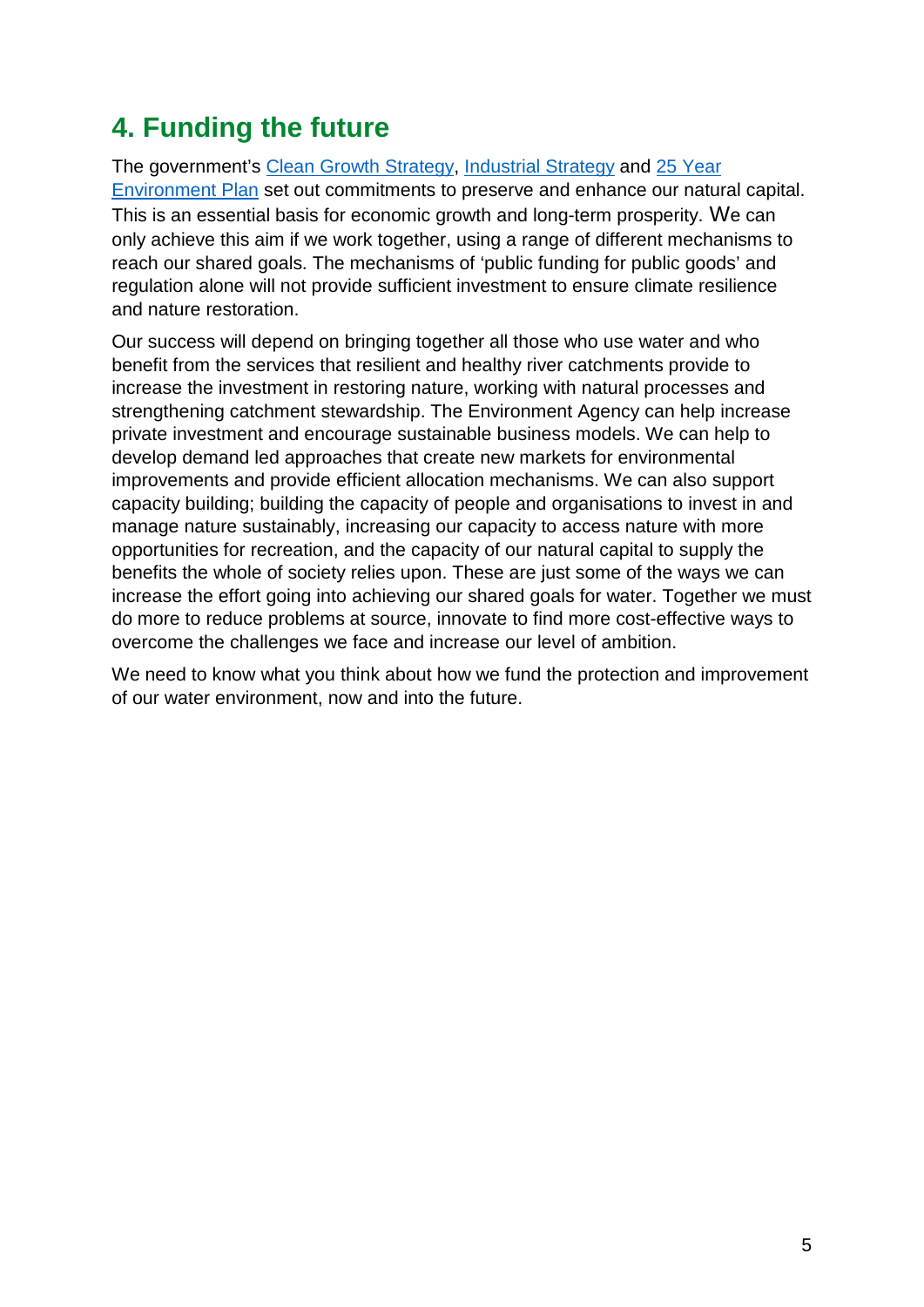## 4. Funding the future

The government's Clean Growth Strategy, Industrial Strategy and 25 Year Environment Plan set out commitments to preserve and enhance our natural capital. This is an essential basis for economic growth and long-term prosperity. We can only achieve this aim if we work together, using a range of different mechanisms to reach our shared goals. The mechanisms of 'public funding for public goods' and regulation alone will not provide sufficient investment to ensure climate resilience and nature restoration.

Our success will depend on bringing together all those who use water and who benefit from the services that resilient and healthy river catchments provide to increase the investment in restoring nature, working with natural processes and strengthening catchment stewardship. The Environment Agency can help increase private investment and encourage sustainable business models. We can help to develop demand led approaches that create new markets for environmental improvements and provide efficient allocation mechanisms. We can also support capacity building; building the capacity of people and organisations to invest in and manage nature sustainably, increasing our capacity to access nature with more opportunities for recreation, and the capacity of our natural capital to supply the benefits the whole of society relies upon. These are just some of the ways we can increase the effort going into achieving our shared goals for water. Together we must do more to reduce problems at source, innovate to find more cost-effective ways to overcome the challenges we face and increase our level of ambition.

We need to know what you think about how we fund the protection and improvement of our water environment, now and into the future.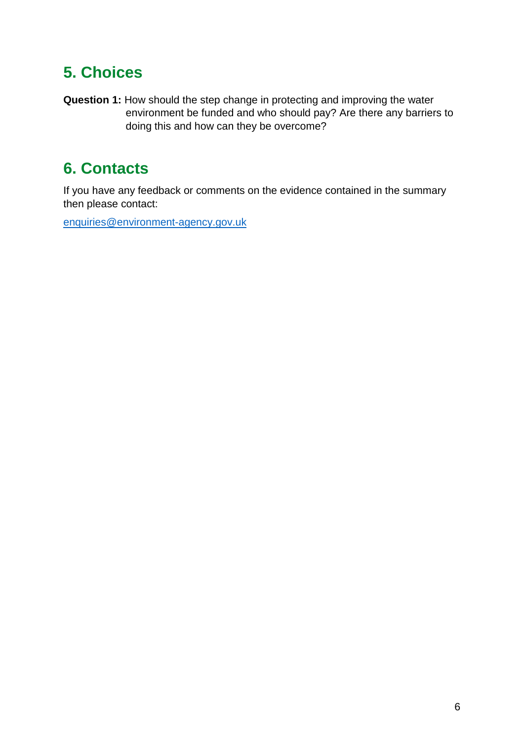## 5. Choices

**Question 1:** How should the step change in protecting and improving the water environment be funded and who should pay? Are there any barriers to doing this and how can they be overcome?

## 6. Contacts

If you have any feedback or comments on the evidence contained in the summary then please contact:

enquiries@environment-agency.gov.uk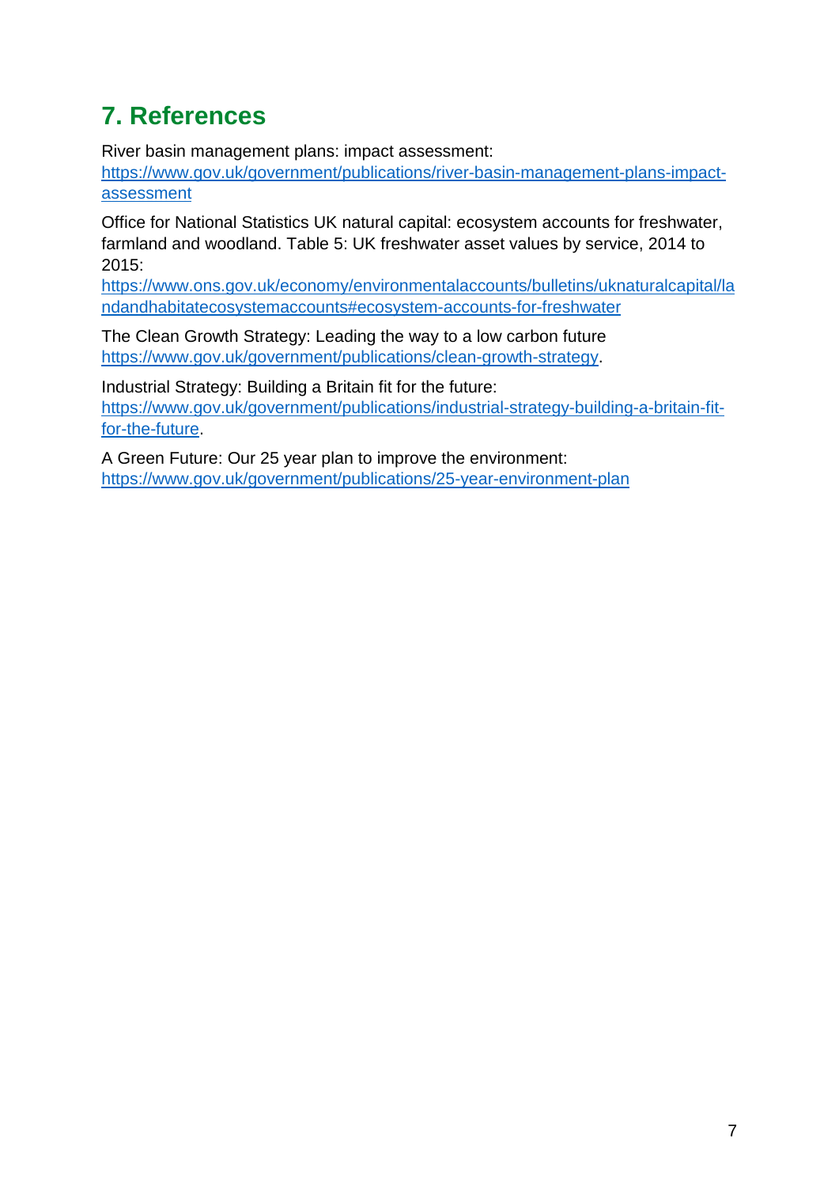## 7. References

River basin management plans: impact assessment: https://www.gov.uk/government/publications/river-basin-management-plans-impact-assessment

Office for National Statistics UK natural capital: ecosystem accounts for freshwater, farmland and woodland. Table 5: UK freshwater asset values by service, 2014 to 2015: https://www.ons.gov.uk/economy/environmentalaccounts/bulletins/uknaturalcapital/landandhabitatecosystemaccounts#ecosystem-accounts-for-freshwater

The Clean Growth Strategy: Leading the way to a low carbon future https://www.gov.uk/government/publications/clean-growth-strategy.

Industrial Strategy: Building a Britain fit for the future: https://www.gov.uk/government/publications/industrial-strategy-building-a-britain-fit-for-the-future.

A Green Future: Our 25 year plan to improve the environment: https://www.gov.uk/government/publications/25-year-environment-plan